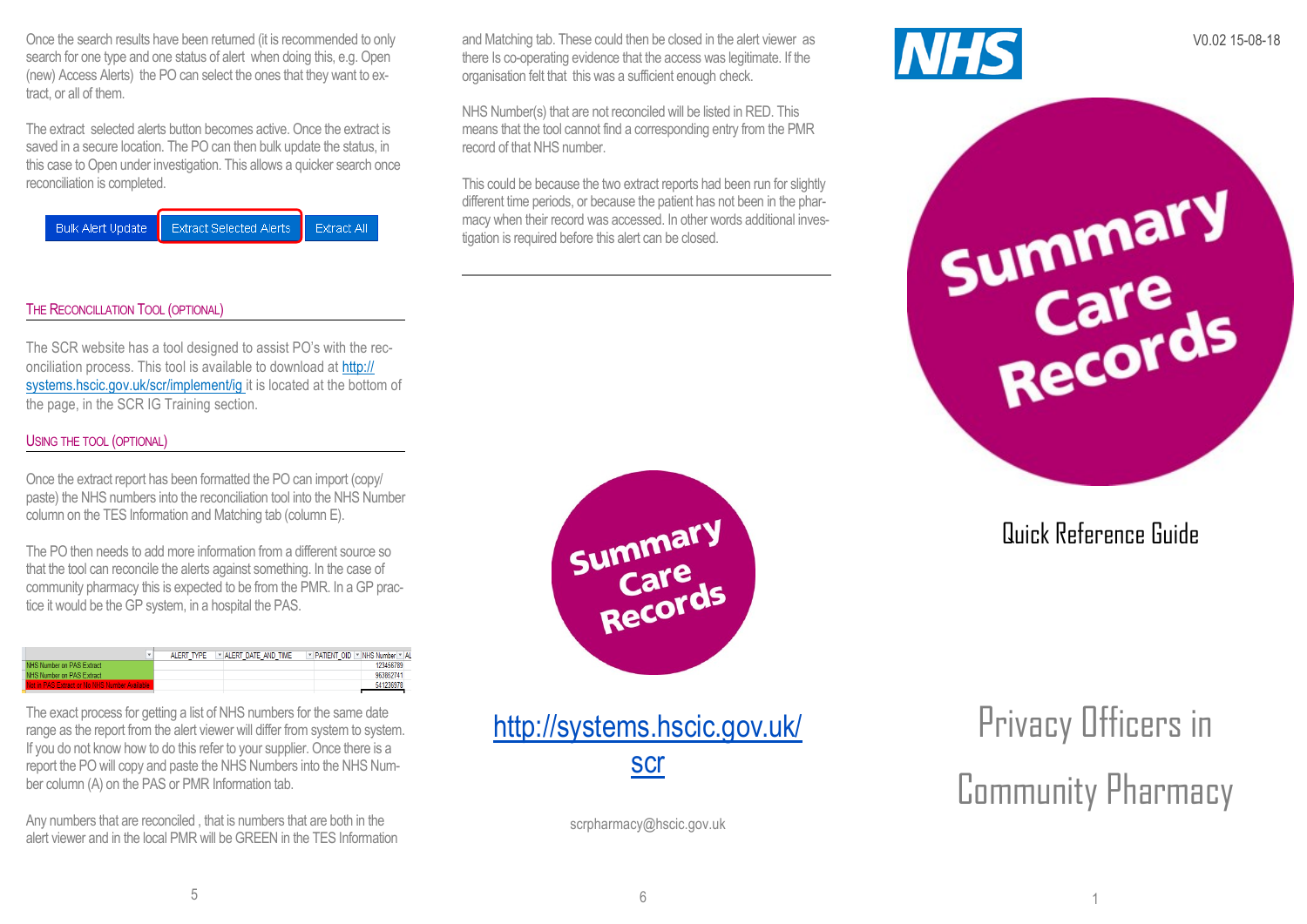Once the search results have been returned (it is recommended to only search for one type and one status of alert when doing this, e.g. Open (new) Access Alerts) the PO can select the ones that they want to extract, or all of them.

The extract selected alerts button becomes active. Once the extract is saved in a secure location. The PO can then bulk update the status, in this case to Open under investigation. This allows a quicker search once reconciliation is completed.

| Bulk Alert Update | Extract Selected Alerts | Extract All |
|---|---|---|

## The Reconciliation Tool (Optional)

The SCR website has a tool designed to assist PO's with the reconciliation process. This tool is available to download at [http://systems.hscic.gov.uk/scr/implement/ig](http://systems.hscic.gov.uk/scr/implement/ig) it is located at the bottom of the page, in the SCR IG Training section.

## Using the Tool (Optional)

Once the extract report has been formatted the PO can import (copy/paste) the NHS numbers into the reconciliation tool into the NHS Number column on the TES Information and Matching tab (column E).

The PO then needs to add more information from a different source so that the tool can reconcile the alerts against something. In the case of community pharmacy this is expected to be from the PMR. In a GP practice it would be the GP system, in a hospital the PAS.

| | ALERT_TYPE | ALERT_DATE_AND_TIME | PATIENT_OID | NHS Number | AL |
|---|---|---|---|---|---|
| NHS Number on PAS Extract | | | | 123456789 | |
| NHS Number on PAS Extract | | | | 963862741 | |
| Not in PAS Extract or No NHS Number Available | | | | 541236978 | |

The exact process for getting a list of NHS numbers for the same date range as the report from the alert viewer will differ from system to system. If you do not know how to do this refer to your supplier. Once there is a report the PO will copy and paste the NHS Numbers into the NHS Number column (A) on the PAS or PMR Information tab.

Any numbers that are reconciled , that is numbers that are both in the alert viewer and in the local PMR will be GREEN in the TES Information and Matching tab. These could then be closed in the alert viewer as there Is co-operating evidence that the access was legitimate. If the organisation felt that this was a sufficient enough check.

NHS Number(s) that are not reconciled will be listed in RED. This means that the tool cannot find a corresponding entry from the PMR record of that NHS number.

This could be because the two extract reports had been run for slightly different time periods, or because the patient has not been in the pharmacy when their record was accessed. In other words additional investigation is required before this alert can be closed.

---

Summary Care Records

[http://systems.hscic.gov.uk/scr](http://systems.hscic.gov.uk/scr)

scrpharmacy@hscic.gov.uk

---

NHS

V0.02 15-08-18

# Summary Care Records

## Quick Reference Guide

# Privacy Officers in Community Pharmacy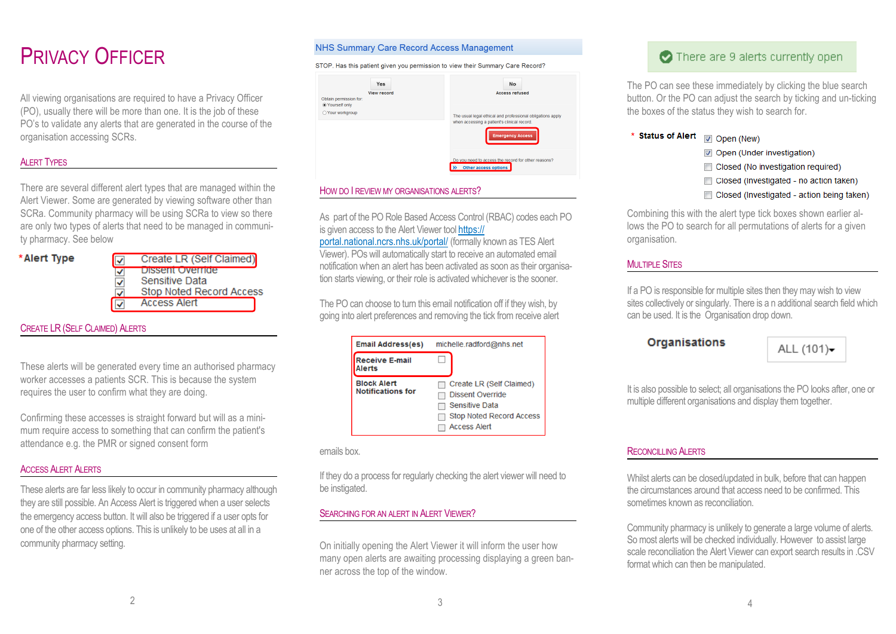# Privacy Officer

All viewing organisations are required to have a Privacy Officer (PO), usually there will be more than one. It is the job of these PO's to validate any alerts that are generated in the course of the organisation accessing SCRs.

## Alert Types

There are several different alert types that are managed within the Alert Viewer. Some are generated by viewing software other than SCRa. Community pharmacy will be using SCRa to view so there are only two types of alerts that need to be managed in community pharmacy. See below

**\* Alert Type**

- ☑ Create LR (Self Claimed)
- ☑ Dissent Override
- ☑ Sensitive Data
- ☑ Stop Noted Record Access
- ☑ Access Alert

## Create LR (Self Claimed) Alerts

These alerts will be generated every time an authorised pharmacy worker accesses a patients SCR. This is because the system requires the user to confirm what they are doing.

Confirming these accesses is straight forward but will as a minimum require access to something that can confirm the patient's attendance e.g. the PMR or signed consent form

## Access Alert Alerts

These alerts are far less likely to occur in community pharmacy although they are still possible. An Access Alert is triggered when a user selects the emergency access button. It will also be triggered if a user opts for one of the other access options. This is unlikely to be uses at all in a community pharmacy setting.

NHS Summary Care Record Access Management

STOP. Has this patient given you permission to view their Summary Care Record?

Yes
View record

Obtain permission for:
- Yourself only
- Your workgroup

No
Access refused

The usual legal ethical and professional obligations apply when accessing a patient's clinical record.

Emergency Access

Do you need to access the record for other reasons?

» Other access options

## How do I review my organisations alerts?

As part of the PO Role Based Access Control (RBAC) codes each PO is given access to the Alert Viewer tool https://portal.national.ncrs.nhs.uk/portal/ (formally known as TES Alert Viewer). POs will automatically start to receive an automated email notification when an alert has been activated as soon as their organisation starts viewing, or their role is activated whichever is the sooner.

The PO can choose to turn this email notification off if they wish, by going into alert preferences and removing the tick from receive alert emails box.

| | |
|---|---|
| **Email Address(es)** | michelle.radford@nhs.net |
| **Receive E-mail Alerts** | ☐ |
| **Block Alert Notifications for** | ☐ Create LR (Self Claimed)<br>☐ Dissent Override<br>☐ Sensitive Data<br>☐ Stop Noted Record Access<br>☐ Access Alert |

If they do a process for regularly checking the alert viewer will need to be instigated.

## Searching for an alert in Alert Viewer?

On initially opening the Alert Viewer it will inform the user how many open alerts are awaiting processing displaying a green banner across the top of the window.

There are 9 alerts currently open

The PO can see these immediately by clicking the blue search button. Or the PO can adjust the search by ticking and un-ticking the boxes of the status they wish to search for.

**\* Status of Alert**

- ☑ Open (New)
- ☑ Open (Under investigation)
- ☐ Closed (No investigation required)
- ☐ Closed (Investigated - no action taken)
- ☐ Closed (Investigated - action being taken)

Combining this with the alert type tick boxes shown earlier allows the PO to search for all permutations of alerts for a given organisation.

## Multiple Sites

If a PO is responsible for multiple sites then they may wish to view sites collectively or singularly. There is a n additional search field which can be used. It is the Organisation drop down.

**Organisations** ALL (101)

It is also possible to select; all organisations the PO looks after, one or multiple different organisations and display them together.

## Reconciling Alerts

Whilst alerts can be closed/updated in bulk, before that can happen the circumstances around that access need to be confirmed. This sometimes known as reconciliation.

Community pharmacy is unlikely to generate a large volume of alerts. So most alerts will be checked individually. However to assist large scale reconciliation the Alert Viewer can export search results in .CSV format which can then be manipulated.